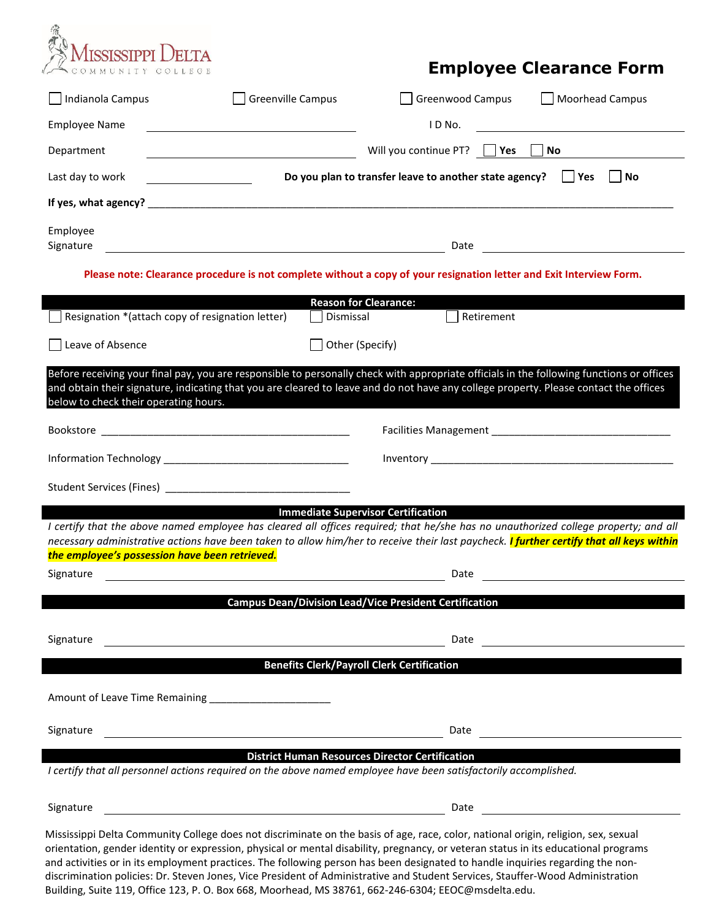Mississippi Delta Community College

# Employee Clearance Form

☐ Indianola Campus ☐ Greenville Campus ☐ Greenwood Campus ☐ Moorhead Campus

Employee Name ____________________ I D No. ____________________

Department ____________________ Will you continue PT? ☐ Yes ☐ No

Last day to work __________ **Do you plan to transfer leave to another state agency?** ☐ **Yes** ☐ **No**

**If yes, what agency?** ______________________________________________

Employee Signature ______________________________ Date ______________

**Please note: Clearance procedure is not complete without a copy of your resignation letter and Exit Interview Form.**

## Reason for Clearance:

☐ Resignation *(attach copy of resignation letter) ☐ Dismissal ☐ Retirement

☐ Leave of Absence ☐ Other (Specify)

Before receiving your final pay, you are responsible to personally check with appropriate officials in the following functions or offices and obtain their signature, indicating that you are cleared to leave and do not have any college property. Please contact the offices below to check their operating hours.

Bookstore ______________________________ Facilities Management ______________________________

Information Technology ______________________________ Inventory ______________________________

Student Services (Fines) ______________________________

## Immediate Supervisor Certification

*I certify that the above named employee has cleared all offices required; that he/she has no unauthorized college property; and all necessary administrative actions have been taken to allow him/her to receive their last paycheck.* ***I further certify that all keys within the employee's possession have been retrieved.***

Signature ______________________________ Date ______________

## Campus Dean/Division Lead/Vice President Certification

Signature ______________________________ Date ______________

## Benefits Clerk/Payroll Clerk Certification

Amount of Leave Time Remaining ____________________

Signature ______________________________ Date ______________

## District Human Resources Director Certification

*I certify that all personnel actions required on the above named employee have been satisfactorily accomplished.*

Signature ______________________________ Date ______________

Mississippi Delta Community College does not discriminate on the basis of age, race, color, national origin, religion, sex, sexual orientation, gender identity or expression, physical or mental disability, pregnancy, or veteran status in its educational programs and activities or in its employment practices. The following person has been designated to handle inquiries regarding the non-discrimination policies: Dr. Steven Jones, Vice President of Administrative and Student Services, Stauffer-Wood Administration Building, Suite 119, Office 123, P. O. Box 668, Moorhead, MS 38761, 662-246-6304; EEOC@msdelta.edu.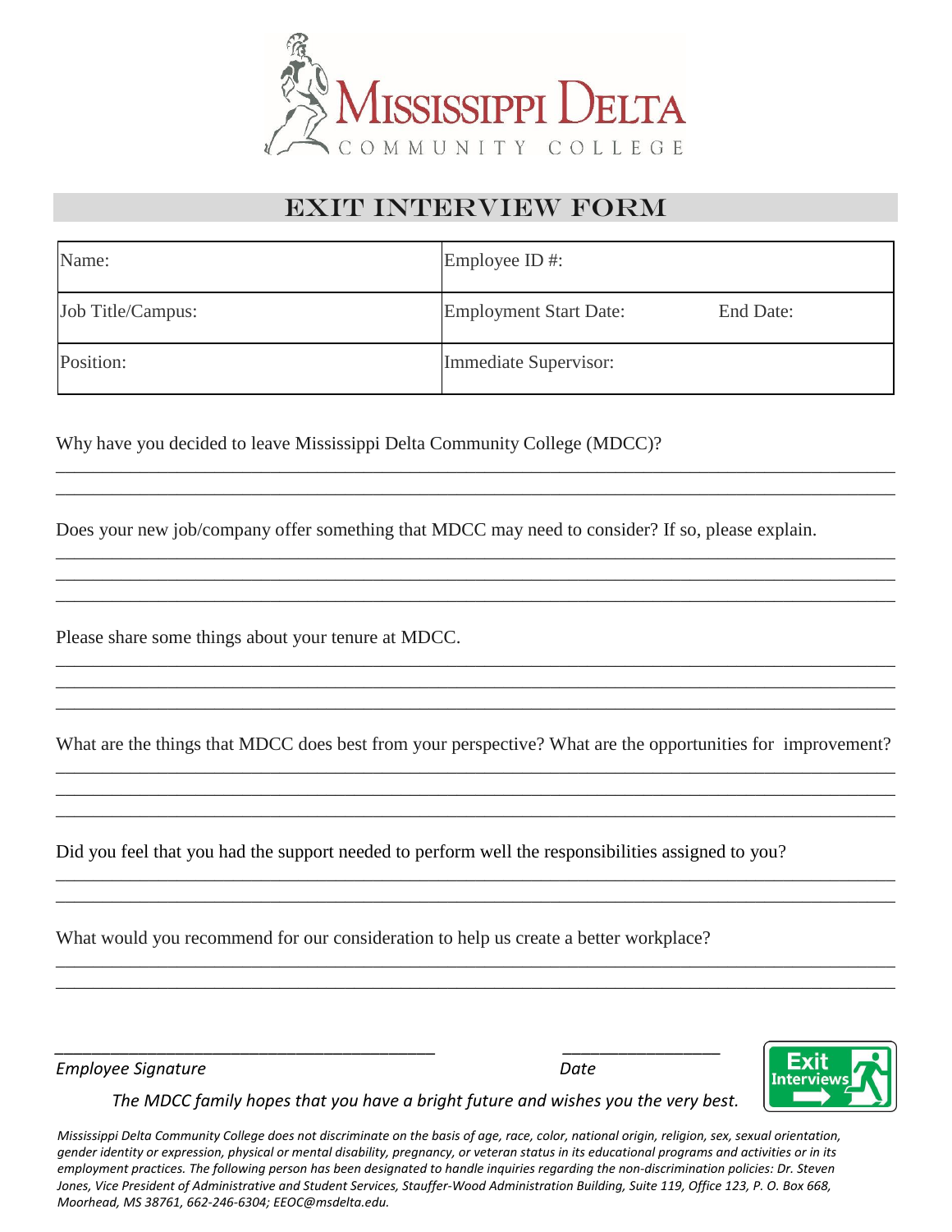# EXIT INTERVIEW FORM

| | |
|---|---|
| Name: | Employee ID #: |
| Job Title/Campus: | Employment Start Date: End Date: |
| Position: | Immediate Supervisor: |

Why have you decided to leave Mississippi Delta Community College (MDCC)?

______________________________________________________________________________

______________________________________________________________________________

Does your new job/company offer something that MDCC may need to consider? If so, please explain.

______________________________________________________________________________

______________________________________________________________________________

______________________________________________________________________________

Please share some things about your tenure at MDCC.

______________________________________________________________________________

______________________________________________________________________________

______________________________________________________________________________

What are the things that MDCC does best from your perspective? What are the opportunities for improvement?

______________________________________________________________________________

______________________________________________________________________________

______________________________________________________________________________

Did you feel that you had the support needed to perform well the responsibilities assigned to you?

______________________________________________________________________________

______________________________________________________________________________

What would you recommend for our consideration to help us create a better workplace?

______________________________________________________________________________

______________________________________________________________________________

_____________________________________________ ____________________

*Employee Signature* *Date*

*The MDCC family hopes that you have a bright future and wishes you the very best.*

*Mississippi Delta Community College does not discriminate on the basis of age, race, color, national origin, religion, sex, sexual orientation, gender identity or expression, physical or mental disability, pregnancy, or veteran status in its educational programs and activities or in its employment practices. The following person has been designated to handle inquiries regarding the non-discrimination policies: Dr. Steven Jones, Vice President of Administrative and Student Services, Stauffer-Wood Administration Building, Suite 119, Office 123, P. O. Box 668, Moorhead, MS 38761, 662-246-6304; EEOC@msdelta.edu.*